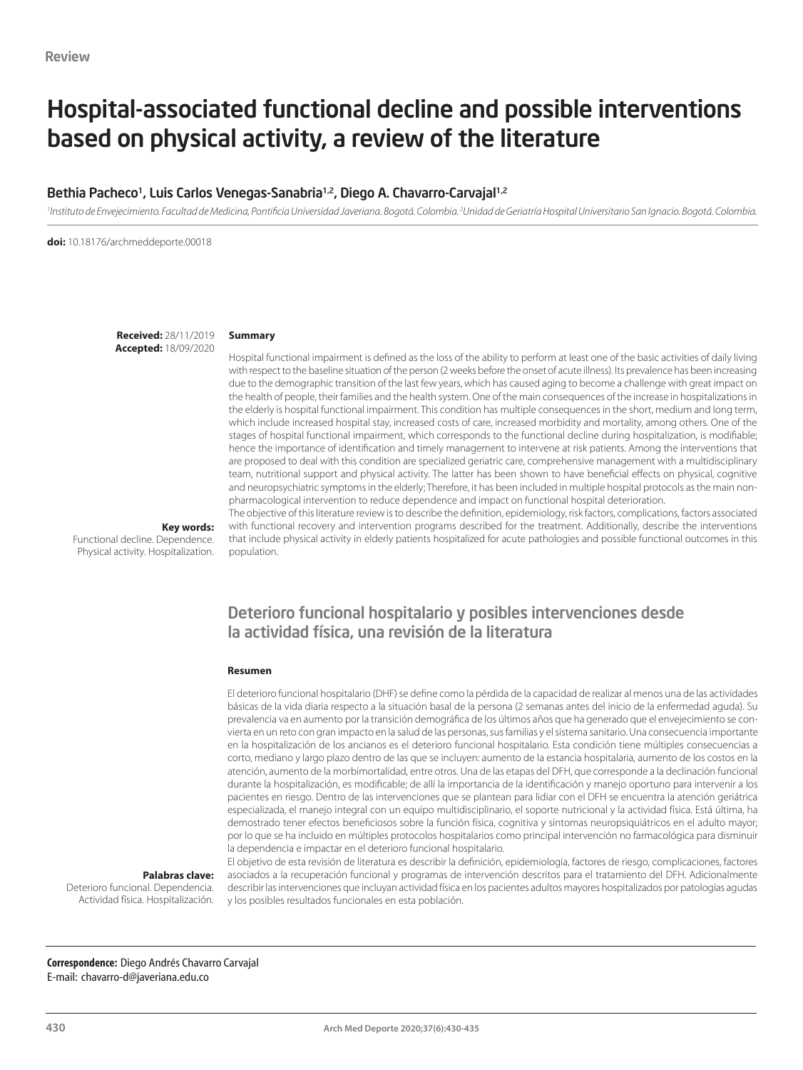Review

# Hospital-associated functional decline and possible interventions based on physical activity, a review of the literature

**Bethia Pacheco[1], Luis Carlos Venegas-Sanabria[1,2], Diego A. Chavarro-Carvajal[1,2]**

*[1]Instituto de Envejecimiento. Facultad de Medicina, Pontificia Universidad Javeriana. Bogotá. Colombia. [2]Unidad de Geriatría Hospital Universitario San Ignacio. Bogotá. Colombia.*

**doi:** 10.18176/archmeddeporte.00018

**Received:** 28/11/2019
**Accepted:** 18/09/2020

## Summary

Hospital functional impairment is defined as the loss of the ability to perform at least one of the basic activities of daily living with respect to the baseline situation of the person (2 weeks before the onset of acute illness). Its prevalence has been increasing due to the demographic transition of the last few years, which has caused aging to become a challenge with great impact on the health of people, their families and the health system. One of the main consequences of the increase in hospitalizations in the elderly is hospital functional impairment. This condition has multiple consequences in the short, medium and long term, which include increased hospital stay, increased costs of care, increased morbidity and mortality, among others. One of the stages of hospital functional impairment, which corresponds to the functional decline during hospitalization, is modifiable; hence the importance of identification and timely management to intervene at risk patients. Among the interventions that are proposed to deal with this condition are specialized geriatric care, comprehensive management with a multidisciplinary team, nutritional support and physical activity. The latter has been shown to have beneficial effects on physical, cognitive and neuropsychiatric symptoms in the elderly; Therefore, it has been included in multiple hospital protocols as the main non-pharmacological intervention to reduce dependence and impact on functional hospital deterioration.

The objective of this literature review is to describe the definition, epidemiology, risk factors, complications, factors associated with functional recovery and intervention programs described for the treatment. Additionally, describe the interventions that include physical activity in elderly patients hospitalized for acute pathologies and possible functional outcomes in this population.

**Key words:**
Functional decline. Dependence. Physical activity. Hospitalization.

## Deterioro funcional hospitalario y posibles intervenciones desde la actividad física, una revisión de la literatura

### Resumen

El deterioro funcional hospitalario (DHF) se define como la pérdida de la capacidad de realizar al menos una de las actividades básicas de la vida diaria respecto a la situación basal de la persona (2 semanas antes del inicio de la enfermedad aguda). Su prevalencia va en aumento por la transición demográfica de los últimos años que ha generado que el envejecimiento se convierta en un reto con gran impacto en la salud de las personas, sus familias y el sistema sanitario. Una consecuencia importante en la hospitalización de los ancianos es el deterioro funcional hospitalario. Esta condición tiene múltiples consecuencias a corto, mediano y largo plazo dentro de las que se incluyen: aumento de la estancia hospitalaria, aumento de los costos en la atención, aumento de la morbimortalidad, entre otros. Una de las etapas del DFH, que corresponde a la declinación funcional durante la hospitalización, es modificable; de allí la importancia de la identificación y manejo oportuno para intervenir a los pacientes en riesgo. Dentro de las intervenciones que se plantean para lidiar con el DFH se encuentra la atención geriátrica especializada, el manejo integral con un equipo multidisciplinario, el soporte nutricional y la actividad física. Está última, ha demostrado tener efectos beneficiosos sobre la función física, cognitiva y síntomas neuropsiquiátricos en el adulto mayor; por lo que se ha incluido en múltiples protocolos hospitalarios como principal intervención no farmacológica para disminuir la dependencia e impactar en el deterioro funcional hospitalario.

El objetivo de esta revisión de literatura es describir la definición, epidemiología, factores de riesgo, complicaciones, factores asociados a la recuperación funcional y programas de intervención descritos para el tratamiento del DFH. Adicionalmente describir las intervenciones que incluyan actividad física en los pacientes adultos mayores hospitalizados por patologías agudas y los posibles resultados funcionales en esta población.

**Palabras clave:**
Deterioro funcional. Dependencia. Actividad física. Hospitalización.

**Correspondence:** Diego Andrés Chavarro Carvajal
E-mail: chavarro-d@javeriana.edu.co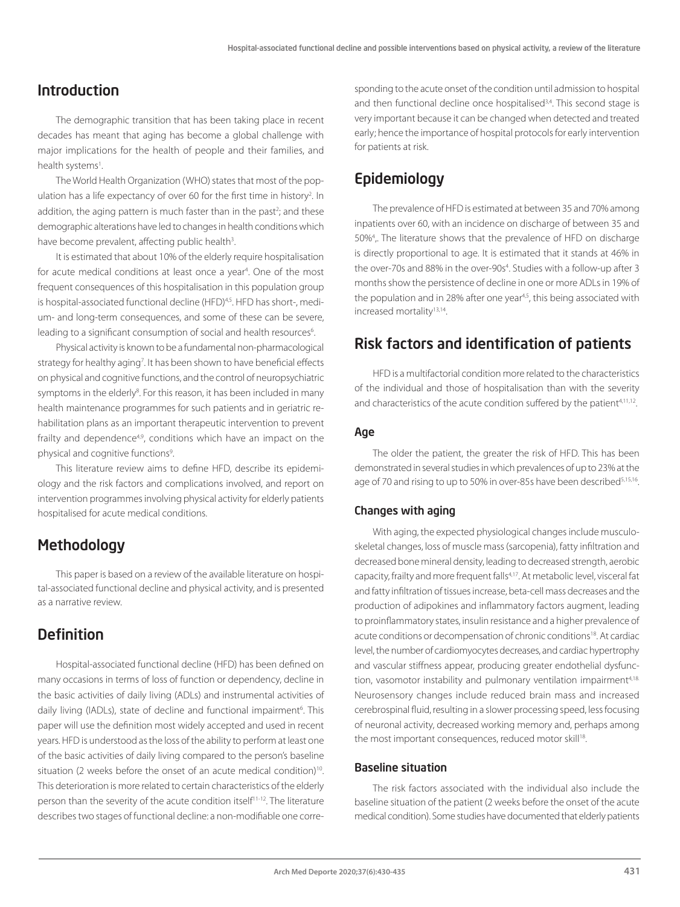## Introduction

The demographic transition that has been taking place in recent decades has meant that aging has become a global challenge with major implications for the health of people and their families, and health systems[1].

The World Health Organization (WHO) states that most of the population has a life expectancy of over 60 for the first time in history[2]. In addition, the aging pattern is much faster than in the past[2]; and these demographic alterations have led to changes in health conditions which have become prevalent, affecting public health[3].

It is estimated that about 10% of the elderly require hospitalisation for acute medical conditions at least once a year[4]. One of the most frequent consequences of this hospitalisation in this population group is hospital-associated functional decline (HFD)[4,5]. HFD has short-, medium- and long-term consequences, and some of these can be severe, leading to a significant consumption of social and health resources[6].

Physical activity is known to be a fundamental non-pharmacological strategy for healthy aging[7]. It has been shown to have beneficial effects on physical and cognitive functions, and the control of neuropsychiatric symptoms in the elderly[8]. For this reason, it has been included in many health maintenance programmes for such patients and in geriatric rehabilitation plans as an important therapeutic intervention to prevent frailty and dependence[4,9], conditions which have an impact on the physical and cognitive functions[9].

This literature review aims to define HFD, describe its epidemiology and the risk factors and complications involved, and report on intervention programmes involving physical activity for elderly patients hospitalised for acute medical conditions.

## Methodology

This paper is based on a review of the available literature on hospital-associated functional decline and physical activity, and is presented as a narrative review.

## Definition

Hospital-associated functional decline (HFD) has been defined on many occasions in terms of loss of function or dependency, decline in the basic activities of daily living (ADLs) and instrumental activities of daily living (IADLs), state of decline and functional impairment[6]. This paper will use the definition most widely accepted and used in recent years. HFD is understood as the loss of the ability to perform at least one of the basic activities of daily living compared to the person's baseline situation (2 weeks before the onset of an acute medical condition)[10]. This deterioration is more related to certain characteristics of the elderly person than the severity of the acute condition itself[11-12]. The literature describes two stages of functional decline: a non-modifiable one corresponding to the acute onset of the condition until admission to hospital and then functional decline once hospitalised[3,4]. This second stage is very important because it can be changed when detected and treated early; hence the importance of hospital protocols for early intervention for patients at risk.

## Epidemiology

The prevalence of HFD is estimated at between 35 and 70% among inpatients over 60, with an incidence on discharge of between 35 and 50%[4],. The literature shows that the prevalence of HFD on discharge is directly proportional to age. It is estimated that it stands at 46% in the over-70s and 88% in the over-90s[4]. Studies with a follow-up after 3 months show the persistence of decline in one or more ADLs in 19% of the population and in 28% after one year[4,5], this being associated with increased mortality[13,14].

## Risk factors and identification of patients

HFD is a multifactorial condition more related to the characteristics of the individual and those of hospitalisation than with the severity and characteristics of the acute condition suffered by the patient[4,11,12].

### Age

The older the patient, the greater the risk of HFD. This has been demonstrated in several studies in which prevalences of up to 23% at the age of 70 and rising to up to 50% in over-85s have been described[5,15,16].

### Changes with aging

With aging, the expected physiological changes include musculoskeletal changes, loss of muscle mass (sarcopenia), fatty infiltration and decreased bone mineral density, leading to decreased strength, aerobic capacity, frailty and more frequent falls[4,17]. At metabolic level, visceral fat and fatty infiltration of tissues increase, beta-cell mass decreases and the production of adipokines and inflammatory factors augment, leading to proinflammatory states, insulin resistance and a higher prevalence of acute conditions or decompensation of chronic conditions[18]. At cardiac level, the number of cardiomyocytes decreases, and cardiac hypertrophy and vascular stiffness appear, producing greater endothelial dysfunction, vasomotor instability and pulmonary ventilation impairment[4,18]. Neurosensory changes include reduced brain mass and increased cerebrospinal fluid, resulting in a slower processing speed, less focusing of neuronal activity, decreased working memory and, perhaps among the most important consequences, reduced motor skill[18].

### Baseline situation

The risk factors associated with the individual also include the baseline situation of the patient (2 weeks before the onset of the acute medical condition). Some studies have documented that elderly patients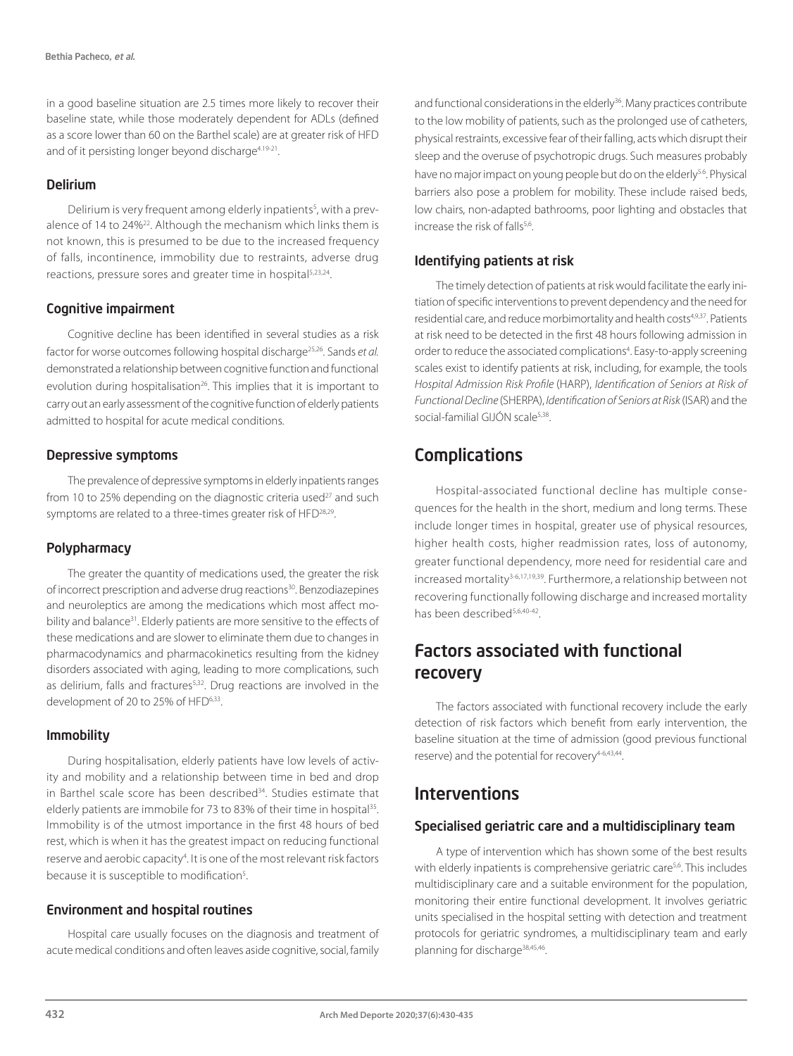in a good baseline situation are 2.5 times more likely to recover their baseline state, while those moderately dependent for ADLs (defined as a score lower than 60 on the Barthel scale) are at greater risk of HFD and of it persisting longer beyond discharge[4,19-21].

### Delirium

Delirium is very frequent among elderly inpatients[5], with a prevalence of 14 to 24%[22]. Although the mechanism which links them is not known, this is presumed to be due to the increased frequency of falls, incontinence, immobility due to restraints, adverse drug reactions, pressure sores and greater time in hospital[5,23,24].

### Cognitive impairment

Cognitive decline has been identified in several studies as a risk factor for worse outcomes following hospital discharge[25,26]. Sands *et al.* demonstrated a relationship between cognitive function and functional evolution during hospitalisation[26]. This implies that it is important to carry out an early assessment of the cognitive function of elderly patients admitted to hospital for acute medical conditions.

### Depressive symptoms

The prevalence of depressive symptoms in elderly inpatients ranges from 10 to 25% depending on the diagnostic criteria used[27] and such symptoms are related to a three-times greater risk of HFD[28,29].

### Polypharmacy

The greater the quantity of medications used, the greater the risk of incorrect prescription and adverse drug reactions[30]. Benzodiazepines and neuroleptics are among the medications which most affect mobility and balance[31]. Elderly patients are more sensitive to the effects of these medications and are slower to eliminate them due to changes in pharmacodynamics and pharmacokinetics resulting from the kidney disorders associated with aging, leading to more complications, such as delirium, falls and fractures[5,32]. Drug reactions are involved in the development of 20 to 25% of HFD[6,33].

### Immobility

During hospitalisation, elderly patients have low levels of activity and mobility and a relationship between time in bed and drop in Barthel scale score has been described[34]. Studies estimate that elderly patients are immobile for 73 to 83% of their time in hospital[35]. Immobility is of the utmost importance in the first 48 hours of bed rest, which is when it has the greatest impact on reducing functional reserve and aerobic capacity[4]. It is one of the most relevant risk factors because it is susceptible to modification[5].

### Environment and hospital routines

Hospital care usually focuses on the diagnosis and treatment of acute medical conditions and often leaves aside cognitive, social, family and functional considerations in the elderly[36]. Many practices contribute to the low mobility of patients, such as the prolonged use of catheters, physical restraints, excessive fear of their falling, acts which disrupt their sleep and the overuse of psychotropic drugs. Such measures probably have no major impact on young people but do on the elderly[5,6]. Physical barriers also pose a problem for mobility. These include raised beds, low chairs, non-adapted bathrooms, poor lighting and obstacles that increase the risk of falls[5,6].

### Identifying patients at risk

The timely detection of patients at risk would facilitate the early initiation of specific interventions to prevent dependency and the need for residential care, and reduce morbimortality and health costs[4,9,37]. Patients at risk need to be detected in the first 48 hours following admission in order to reduce the associated complications[4]. Easy-to-apply screening scales exist to identify patients at risk, including, for example, the tools *Hospital Admission Risk Profile* (HARP), *Identification of Seniors at Risk of Functional Decline* (SHERPA), *Identification of Seniors at Risk* (ISAR) and the social-familial GIJÓN scale[5,38].

## Complications

Hospital-associated functional decline has multiple consequences for the health in the short, medium and long terms. These include longer times in hospital, greater use of physical resources, higher health costs, higher readmission rates, loss of autonomy, greater functional dependency, more need for residential care and increased mortality[3-6,17,19,39]. Furthermore, a relationship between not recovering functionally following discharge and increased mortality has been described[5,6,40-42].

## Factors associated with functional recovery

The factors associated with functional recovery include the early detection of risk factors which benefit from early intervention, the baseline situation at the time of admission (good previous functional reserve) and the potential for recovery[4-6,43,44].

## Interventions

### Specialised geriatric care and a multidisciplinary team

A type of intervention which has shown some of the best results with elderly inpatients is comprehensive geriatric care[5,6]. This includes multidisciplinary care and a suitable environment for the population, monitoring their entire functional development. It involves geriatric units specialised in the hospital setting with detection and treatment protocols for geriatric syndromes, a multidisciplinary team and early planning for discharge[38,45,46].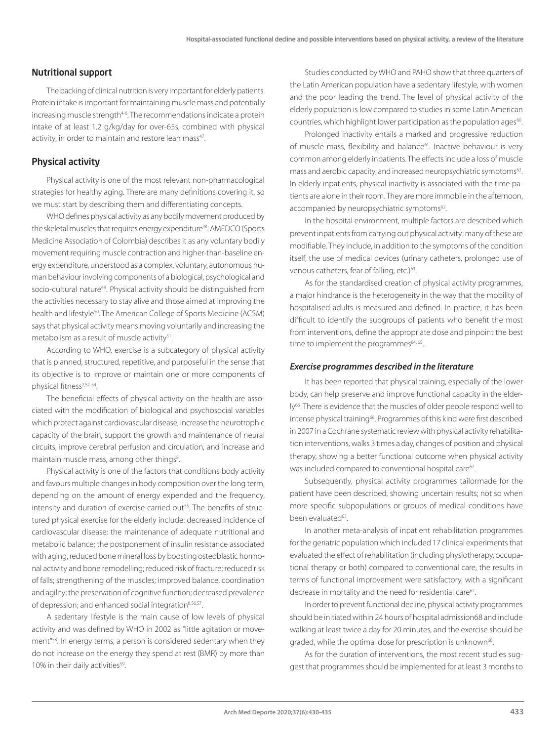## Nutritional support

The backing of clinical nutrition is very important for elderly patients. Protein intake is important for maintaining muscle mass and potentially increasing muscle strength[4-6]. The recommendations indicate a protein intake of at least 1.2 g/kg/day for over-65s, combined with physical activity, in order to maintain and restore lean mass[47].

## Physical activity

Physical activity is one of the most relevant non-pharmacological strategies for healthy aging. There are many definitions covering it, so we must start by describing them and differentiating concepts.

WHO defines physical activity as any bodily movement produced by the skeletal muscles that requires energy expenditure[48]. AMEDCO (Sports Medicine Association of Colombia) describes it as any voluntary bodily movement requiring muscle contraction and higher-than-baseline energy expenditure, understood as a complex, voluntary, autonomous human behaviour involving components of a biological, psychological and socio-cultural nature[49]. Physical activity should be distinguished from the activities necessary to stay alive and those aimed at improving the health and lifestyle[50]. The American College of Sports Medicine (ACSM) says that physical activity means moving voluntarily and increasing the metabolism as a result of muscle activity[51].

According to WHO, exercise is a subcategory of physical activity that is planned, structured, repetitive, and purposeful in the sense that its objective is to improve or maintain one or more components of physical fitness[2,52-54].

The beneficial effects of physical activity on the health are associated with the modification of biological and psychosocial variables which protect against cardiovascular disease, increase the neurotrophic capacity of the brain, support the growth and maintenance of neural circuits, improve cerebral perfusion and circulation, and increase and maintain muscle mass, among other things[8].

Physical activity is one of the factors that conditions body activity and favours multiple changes in body composition over the long term, depending on the amount of energy expended and the frequency, intensity and duration of exercise carried out[55]. The benefits of structured physical exercise for the elderly include: decreased incidence of cardiovascular disease; the maintenance of adequate nutritional and metabolic balance; the postponement of insulin resistance associated with aging, reduced bone mineral loss by boosting osteoblastic hormonal activity and bone remodelling; reduced risk of fracture; reduced risk of falls; strengthening of the muscles; improved balance, coordination and agility; the preservation of cognitive function; decreased prevalence of depression; and enhanced social integration[8,56,57].

A sedentary lifestyle is the main cause of low levels of physical activity and was defined by WHO in 2002 as "little agitation or movement"[58]. In energy terms, a person is considered sedentary when they do not increase on the energy they spend at rest (BMR) by more than 10% in their daily activities[59].

Studies conducted by WHO and PAHO show that three quarters of the Latin American population have a sedentary lifestyle, with women and the poor leading the trend. The level of physical activity of the elderly population is low compared to studies in some Latin American countries, which highlight lower participation as the population ages[60].

Prolonged inactivity entails a marked and progressive reduction of muscle mass, flexibility and balance[61]. Inactive behaviour is very common among elderly inpatients. The effects include a loss of muscle mass and aerobic capacity, and increased neuropsychiatric symptoms[62]. In elderly inpatients, physical inactivity is associated with the time patients are alone in their room. They are more immobile in the afternoon, accompanied by neuropsychiatric symptoms[62].

In the hospital environment, multiple factors are described which prevent inpatients from carrying out physical activity; many of these are modifiable. They include, in addition to the symptoms of the condition itself, the use of medical devices (urinary catheters, prolonged use of venous catheters, fear of falling, etc.)[63].

As for the standardised creation of physical activity programmes, a major hindrance is the heterogeneity in the way that the mobility of hospitalised adults is measured and defined. In practice, it has been difficult to identify the subgroups of patients who benefit the most from interventions, define the appropriate dose and pinpoint the best time to implement the programmes[64,65].

### *Exercise programmes described in the literature*

It has been reported that physical training, especially of the lower body, can help preserve and improve functional capacity in the elderly[66]. There is evidence that the muscles of older people respond well to intense physical training[66]. Programmes of this kind were first described in 2007 in a Cochrane systematic review with physical activity rehabilitation interventions, walks 3 times a day, changes of position and physical therapy, showing a better functional outcome when physical activity was included compared to conventional hospital care[67].

Subsequently, physical activity programmes tailormade for the patient have been described, showing uncertain results; not so when more specific subpopulations or groups of medical conditions have been evaluated[63].

In another meta-analysis of inpatient rehabilitation programmes for the geriatric population which included 17 clinical experiments that evaluated the effect of rehabilitation (including physiotherapy, occupational therapy or both) compared to conventional care, the results in terms of functional improvement were satisfactory, with a significant decrease in mortality and the need for residential care[67].

In order to prevent functional decline, physical activity programmes should be initiated within 24 hours of hospital admission68 and include walking at least twice a day for 20 minutes, and the exercise should be graded, while the optimal dose for prescription is unknown[68].

As for the duration of interventions, the most recent studies suggest that programmes should be implemented for at least 3 months to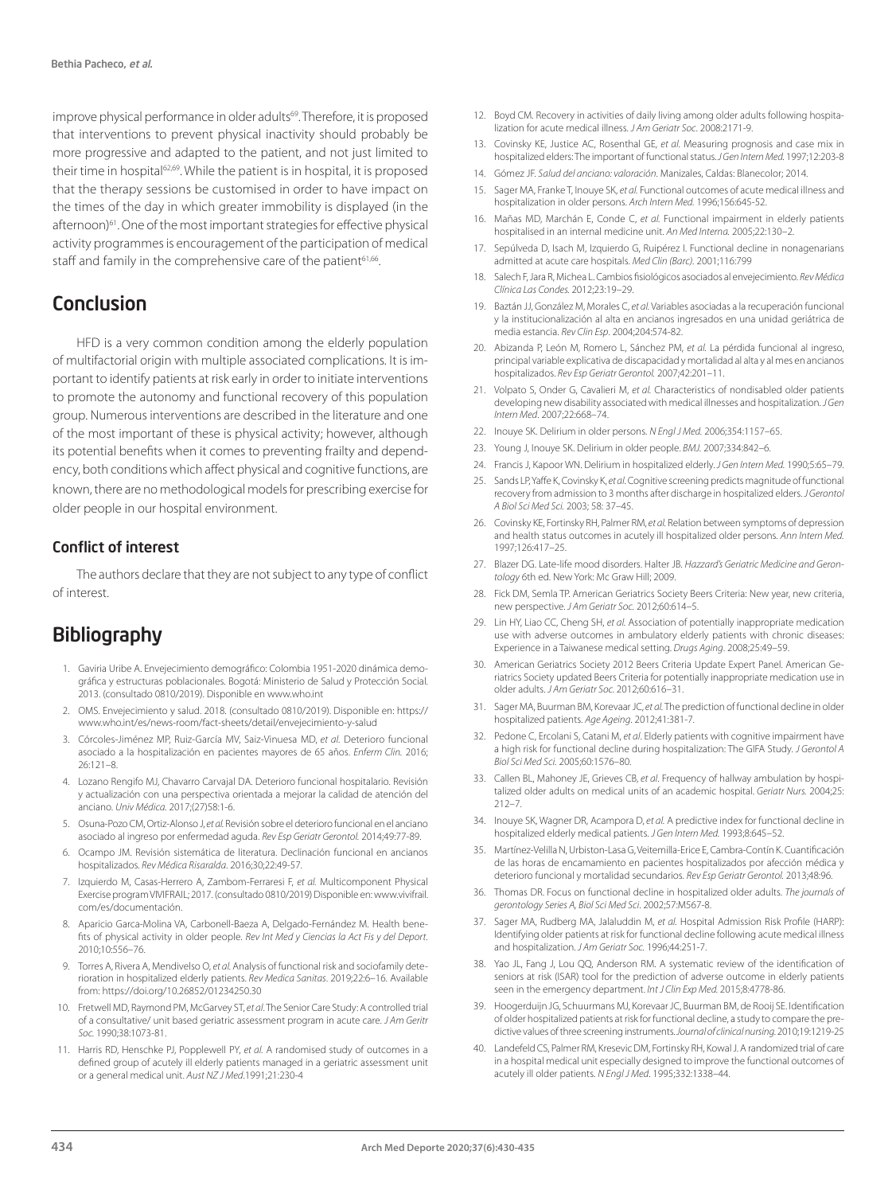improve physical performance in older adults[69]. Therefore, it is proposed that interventions to prevent physical inactivity should probably be more progressive and adapted to the patient, and not just limited to their time in hospital[62,69]. While the patient is in hospital, it is proposed that the therapy sessions be customised in order to have impact on the times of the day in which greater immobility is displayed (in the afternoon)[61]. One of the most important strategies for effective physical activity programmes is encouragement of the participation of medical staff and family in the comprehensive care of the patient[61,66].

## Conclusion

HFD is a very common condition among the elderly population of multifactorial origin with multiple associated complications. It is important to identify patients at risk early in order to initiate interventions to promote the autonomy and functional recovery of this population group. Numerous interventions are described in the literature and one of the most important of these is physical activity; however, although its potential benefits when it comes to preventing frailty and dependency, both conditions which affect physical and cognitive functions, are known, there are no methodological models for prescribing exercise for older people in our hospital environment.

### Conflict of interest

The authors declare that they are not subject to any type of conflict of interest.

## Bibliography

1. Gaviria Uribe A. Envejecimiento demográfico: Colombia 1951-2020 dinámica demográfica y estructuras poblacionales. Bogotá: Ministerio de Salud y Protección Social. 2013. (consultado 0810/2019). Disponible en www.who.int
2. OMS. Envejecimiento y salud. 2018. (consultado 0810/2019). Disponible en: https://www.who.int/es/news-room/fact-sheets/detail/envejecimiento-y-salud
3. Córcoles-Jiménez MP, Ruiz-García MV, Saiz-Vinuesa MD, *et al.* Deterioro funcional asociado a la hospitalización en pacientes mayores de 65 años. *Enferm Clin.* 2016; 26:121–8.
4. Lozano Rengifo MJ, Chavarro Carvajal DA. Deterioro funcional hospitalario. Revisión y actualización con una perspectiva orientada a mejorar la calidad de atención del anciano. *Univ Médica.* 2017;(27)58:1-6.
5. Osuna-Pozo CM, Ortiz-Alonso J, *et al.* Revisión sobre el deterioro funcional en el anciano asociado al ingreso por enfermedad aguda. *Rev Esp Geriatr Gerontol.* 2014;49:77-89.
6. Ocampo JM. Revisión sistemática de literatura. Declinación funcional en ancianos hospitalizados. *Rev Médica Risaralda*. 2016;30;22:49-57.
7. Izquierdo M, Casas-Herrero A, Zambom-Ferraresi F, *et al.* Multicomponent Physical Exercise program VIVIFRAIL; 2017. (consultado 0810/2019) Disponible en: www.vivifrail.com/es/documentación.
8. Aparicio Garca-Molina VA, Carbonell-Baeza A, Delgado-Fernández M. Health benefits of physical activity in older people. *Rev Int Med y Ciencias la Act Fis y del Deport*. 2010;10:556–76.
9. Torres A, Rivera A, Mendivelso O, *et al.* Analysis of functional risk and sociofamily deterioration in hospitalized elderly patients. *Rev Medica Sanitas*. 2019;22:6–16. Available from: https://doi.org/10.26852/01234250.30
10. Fretwell MD, Raymond PM, McGarvey ST, *et al*. The Senior Care Study: A controlled trial of a consultative/ unit based geriatric assessment program in acute care. *J Am Geritr Soc.* 1990;38:1073-81.
11. Harris RD, Henschke PJ, Popplewell PY, *et al.* A randomised study of outcomes in a defined group of acutely ill elderly patients managed in a geriatric assessment unit or a general medical unit. *Aust NZ J Med*.1991;21:230-4
12. Boyd CM. Recovery in activities of daily living among older adults following hospitalization for acute medical illness. *J Am Geriatr Soc.* 2008:2171-9.
13. Covinsky KE, Justice AC, Rosenthal GE, *et al.* Measuring prognosis and case mix in hospitalized elders: The important of functional status. *J Gen Intern Med.* 1997;12:203-8
14. Gómez JF. *Salud del anciano: valoración*. Manizales, Caldas: Blanecolor; 2014.
15. Sager MA, Franke T, Inouye SK, *et al.* Functional outcomes of acute medical illness and hospitalization in older persons. *Arch Intern Med.* 1996;156:645-52.
16. Mañas MD, Marchán E, Conde C, *et al.* Functional impairment in elderly patients hospitalised in an internal medicine unit. *An Med Interna.* 2005;22:130–2.
17. Sepúlveda D, Isach M, Izquierdo G, Ruipérez I. Functional decline in nonagenarians admitted at acute care hospitals. *Med Clin (Barc)*. 2001;116:799
18. Salech F, Jara R, Michea L. Cambios fisiológicos asociados al envejecimiento. *Rev Médica Clínica Las Condes.* 2012;23:19–29.
19. Baztán JJ, González M, Morales C, *et al.* Variables asociadas a la recuperación funcional y la institucionalización al alta en ancianos ingresados en una unidad geriátrica de media estancia. *Rev Clin Esp*. 2004;204:574-82.
20. Abizanda P, León M, Romero L, Sánchez PM, *et al.* La pérdida funcional al ingreso, principal variable explicativa de discapacidad y mortalidad al alta y al mes en ancianos hospitalizados. *Rev Esp Geriatr Gerontol.* 2007;42:201–11.
21. Volpato S, Onder G, Cavalieri M, *et al.* Characteristics of nondisabled older patients developing new disability associated with medical illnesses and hospitalization. *J Gen Intern Med*. 2007;22:668–74.
22. Inouye SK. Delirium in older persons. *N Engl J Med.* 2006;354:1157–65.
23. Young J, Inouye SK. Delirium in older people. *BMJ.* 2007;334:842–6.
24. Francis J, Kapoor WN. Delirium in hospitalized elderly. *J Gen Intern Med.* 1990;5:65–79.
25. Sands LP, Yaffe K, Covinsky K, *et al.* Cognitive screening predicts magnitude of functional recovery from admission to 3 months after discharge in hospitalized elders. *J Gerontol A Biol Sci Med Sci.* 2003; 58: 37–45.
26. Covinsky KE, Fortinsky RH, Palmer RM, *et al.* Relation between symptoms of depression and health status outcomes in acutely ill hospitalized older persons. *Ann Intern Med.* 1997;126:417–25.
27. Blazer DG. Late-life mood disorders. Halter JB. *Hazzard's Geriatric Medicine and Gerontology* 6th ed. New York: Mc Graw Hill; 2009.
28. Fick DM, Semla TP. American Geriatrics Society Beers Criteria: New year, new criteria, new perspective. *J Am Geriatr Soc.* 2012;60:614–5.
29. Lin HY, Liao CC, Cheng SH, *et al.* Association of potentially inappropriate medication use with adverse outcomes in ambulatory elderly patients with chronic diseases: Experience in a Taiwanese medical setting. *Drugs Aging*. 2008;25:49–59.
30. American Geriatrics Society 2012 Beers Criteria Update Expert Panel. American Geriatrics Society updated Beers Criteria for potentially inappropriate medication use in older adults. *J Am Geriatr Soc.* 2012;60:616–31.
31. Sager MA, Buurman BM, Korevaar JC, *et al.* The prediction of functional decline in older hospitalized patients. *Age Ageing*. 2012;41:381-7.
32. Pedone C, Ercolani S, Catani M, *et al*. Elderly patients with cognitive impairment have a high risk for functional decline during hospitalization: The GIFA Study. *J Gerontol A Biol Sci Med Sci.* 2005;60:1576–80.
33. Callen BL, Mahoney JE, Grieves CB, *et al.* Frequency of hallway ambulation by hospitalized older adults on medical units of an academic hospital. *Geriatr Nurs.* 2004;25: 212–7.
34. Inouye SK, Wagner DR, Acampora D, *et al.* A predictive index for functional decline in hospitalized elderly medical patients. *J Gen Intern Med.* 1993;8:645–52.
35. Martínez-Velilla N, Urbiston-Lasa G, Veitemilla-Erice E, Cambra-Contín K. Cuantificación de las horas de encamamiento en pacientes hospitalizados por afección médica y deterioro funcional y mortalidad secundarios. *Rev Esp Geriatr Gerontol.* 2013;48:96.
36. Thomas DR. Focus on functional decline in hospitalized older adults. *The journals of gerontology Series A, Biol Sci Med Sci*. 2002;57:M567-8.
37. Sager MA, Rudberg MA, Jalaluddin M, *et al.* Hospital Admission Risk Profile (HARP): Identifying older patients at risk for functional decline following acute medical illness and hospitalization. *J Am Geriatr Soc.* 1996;44:251-7.
38. Yao JL, Fang J, Lou QQ, Anderson RM. A systematic review of the identification of seniors at risk (ISAR) tool for the prediction of adverse outcome in elderly patients seen in the emergency department. *Int J Clin Exp Med.* 2015;8:4778-86.
39. Hoogerduijn JG, Schuurmans MJ, Korevaar JC, Buurman BM, de Rooij SE. Identification of older hospitalized patients at risk for functional decline, a study to compare the predictive values of three screening instruments. *Journal of clinical nursing.* 2010;19:1219-25
40. Landefeld CS, Palmer RM, Kresevic DM, Fortinsky RH, Kowal J. A randomized trial of care in a hospital medical unit especially designed to improve the functional outcomes of acutely ill older patients. *N Engl J Med*. 1995;332:1338–44.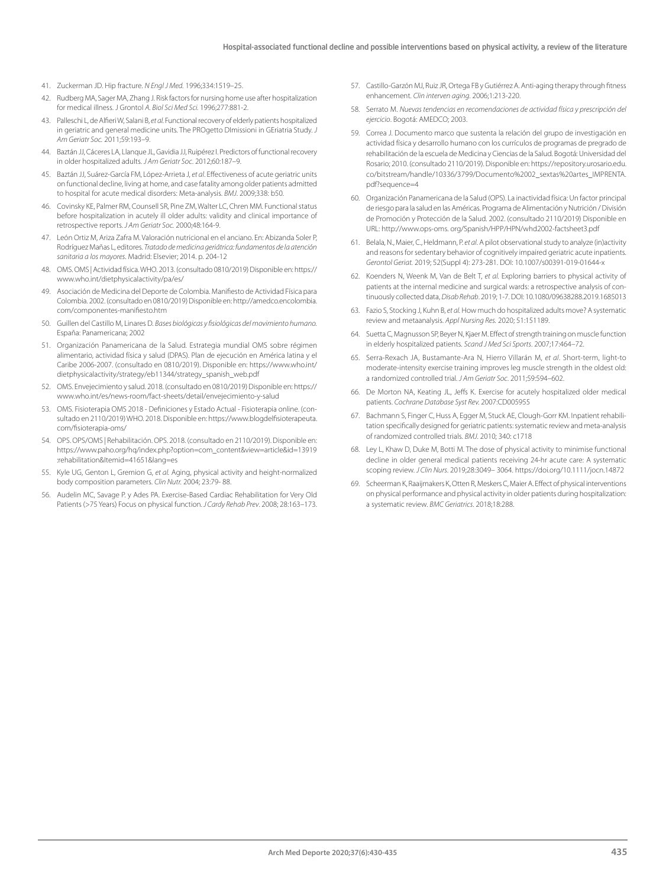41. Zuckerman JD. Hip fracture. *N Engl J Med.* 1996;334:1519–25.
42. Rudberg MA, Sager MA, Zhang J. Risk factors for nursing home use after hospitalization for medical illness. J Grontol *A. Biol Sci Med Sci.* 1996;277:881-2.
43. Palleschi L, de Alfieri W, Salani B, *et al.* Functional recovery of elderly patients hospitalized in geriatric and general medicine units. The PROgetto DImissioni in GEriatria Study. *J Am Geriatr Soc.* 2011;59:193–9.
44. Baztán JJ, Cáceres LA, Llanque JL, Gavidia JJ, Ruipérez I. Predictors of functional recovery in older hospitalized adults. *J Am Geriatr Soc.* 2012;60:187–9.
45. Baztán JJ, Suárez-García FM, López-Arrieta J, *et al*. Effectiveness of acute geriatric units on functional decline, living at home, and case fatality among older patients admitted to hospital for acute medical disorders: Meta-analysis. *BMJ*. 2009;338: b50.
46. Covinsky KE, Palmer RM, Counsell SR, Pine ZM, Walter LC, Chren MM. Functional status before hospitalization in acutely ill older adults: validity and clinical importance of retrospective reports. *J Am Geriatr Soc.* 2000;48:164-9.
47. León Ortiz M, Ariza Zafra M. Valoración nutricional en el anciano. En: Abizanda Soler P, Rodríguez Mañas L, editores. *Tratado de medicina geriátrica: fundamentos de la atención sanitaria a los mayores*. Madrid: Elsevier; 2014. p. 204-12
48. OMS. OMS | Actividad física. WHO. 2013. (consultado 0810/2019) Disponible en: https://www.who.int/dietphysicalactivity/pa/es/
49. Asociación de Medicina del Deporte de Colombia. Manifiesto de Actividad Física para Colombia. 2002. (consultado en 0810/2019) Disponible en: http://amedco.encolombia.com/componentes-manifiesto.htm
50. Guillen del Castillo M, Linares D. *Bases biológicas y fisiológicas del movimiento humano.* España: Panamericana; 2002
51. Organización Panamericana de la Salud. Estrategia mundial OMS sobre régimen alimentario, actividad física y salud (DPAS). Plan de ejecución en América latina y el Caribe 2006-2007. (consultado en 0810/2019). Disponible en: https://www.who.int/dietphysicalactivity/strategy/eb11344/strategy_spanish_web.pdf
52. OMS. Envejecimiento y salud. 2018. (consultado en 0810/2019) Disponible en: https://www.who.int/es/news-room/fact-sheets/detail/envejecimiento-y-salud
53. OMS. Fisioterapia OMS 2018 - Definiciones y Estado Actual - Fisioterapia online. (consultado en 2110/2019) WHO. 2018. Disponible en: https://www.blogdelfisioterapeuta.com/fisioterapia-oms/
54. OPS. OPS/OMS | Rehabilitación. OPS. 2018. (consultado en 2110/2019). Disponible en: https://www.paho.org/hq/index.php?option=com_content&view=article&id=13919:rehabilitation&Itemid=41651&lang=es
55. Kyle UG, Genton L, Gremion G, *et al.* Aging, physical activity and height-normalized body composition parameters. *Clin Nutr.* 2004; 23:79- 88.
56. Audelin MC, Savage P. y Ades PA. Exercise-Based Cardiac Rehabilitation for Very Old Patients (>75 Years) Focus on physical function. *J Cardy Rehab Prev*. 2008; 28:163–173.
57. Castillo-Garzón MJ, Ruiz JR, Ortega FB y Gutiérrez A. Anti-aging therapy through fitness enhancement. *Clin interven aging*. 2006;1:213-220.
58. Serrato M. *Nuevas tendencias en recomendaciones de actividad física y prescripción del ejercicio*. Bogotá: AMEDCO; 2003.
59. Correa J. Documento marco que sustenta la relación del grupo de investigación en actividad física y desarrollo humano con los currículos de programas de pregrado de rehabilitación de la escuela de Medicina y Ciencias de la Salud. Bogotá: Universidad del Rosario; 2010. (consultado 2110/2019). Disponible en: https://repository.urosario.edu.co/bitstream/handle/10336/3799/Documento%2002_sextas%20artes_IMPRENTA.pdf?sequence=4
60. Organización Panamericana de la Salud (OPS). La inactividad física: Un factor principal de riesgo para la salud en las Américas. Programa de Alimentación y Nutrición / División de Promoción y Protección de la Salud. 2002. (consultado 2110/2019) Disponible en URL: http://www.ops-oms. org/Spanish/HPP/HPN/whd2002-factsheet3.pdf
61. Belala, N., Maier, C., Heldmann, P. *et al*. A pilot observational study to analyze (in)activity and reasons for sedentary behavior of cognitively impaired geriatric acute inpatients. *Gerontol Geriat.* 2019; 52(Suppl 4): 273-281. DOI: 10.1007/s00391-019-01644-x
62. Koenders N, Weenk M, Van de Belt T, *et al.* Exploring barriers to physical activity of patients at the internal medicine and surgical wards: a retrospective analysis of continuously collected data, *Disab Rehab*. 2019; 1-7. DOI: 10.1080/09638288.2019.1685013
63. Fazio S, Stocking J, Kuhn B, *et al.* How much do hospitalized adults move? A systematic review and metaanalysis. *Appl Nursing Res.* 2020; 51:151189.
64. Suetta C, Magnusson SP, Beyer N, Kjaer M. Effect of strength training on muscle function in elderly hospitalized patients. *Scand J Med Sci Sports*. 2007;17:464–72.
65. Serra-Rexach JA, Bustamante-Ara N, Hierro Villarán M, *et al*. Short-term, light-to moderate-intensity exercise training improves leg muscle strength in the oldest old: a randomized controlled trial. *J Am Geriatr Soc.* 2011;59:594–602.
66. De Morton NA, Keating JL, Jeffs K. Exercise for acutely hospitalized older medical patients. *Cochrane Database Syst Rev*. 2007:CD005955
67. Bachmann S, Finger C, Huss A, Egger M, Stuck AE, Clough-Gorr KM. Inpatient rehabilitation specifically designed for geriatric patients: systematic review and meta-analysis of randomized controlled trials. *BMJ*. 2010; 340: c1718
68. Ley L, Khaw D, Duke M, Botti M. The dose of physical activity to minimise functional decline in older general medical patients receiving 24-hr acute care: A systematic scoping review. *J Clin Nurs*. 2019;28:3049– 3064. https://doi.org/10.1111/jocn.14872
69. Scheerman K, Raaijmakers K, Otten R, Meskers C, Maier A. Effect of physical interventions on physical performance and physical activity in older patients during hospitalization: a systematic review. *BMC Geriatrics*. 2018;18:288.